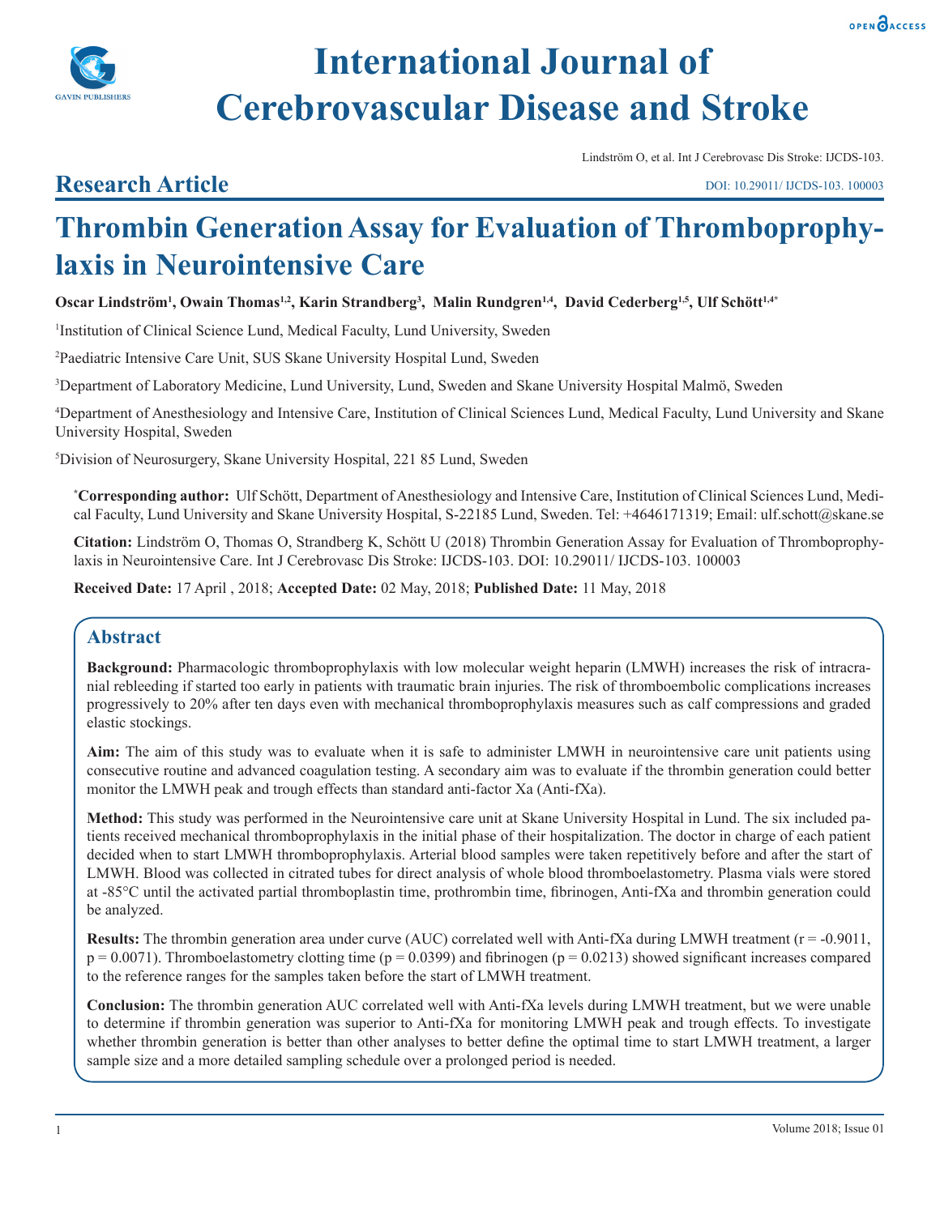# International Journal of Cerebrovascular Disease and Stroke

Lindström O, et al. Int J Cerebrovasc Dis Stroke: IJCDS-103.

## Research Article

DOI: 10.29011/ IJCDS-103. 100003

# Thrombin Generation Assay for Evaluation of Thromboprophylaxis in Neurointensive Care

**Oscar Lindström[1], Owain Thomas[1,2], Karin Strandberg[3], Malin Rundgren[1,4], David Cederberg[1,5], Ulf Schött[1,4*]**

[1]Institution of Clinical Science Lund, Medical Faculty, Lund University, Sweden

[2]Paediatric Intensive Care Unit, SUS Skane University Hospital Lund, Sweden

[3]Department of Laboratory Medicine, Lund University, Lund, Sweden and Skane University Hospital Malmö, Sweden

[4]Department of Anesthesiology and Intensive Care, Institution of Clinical Sciences Lund, Medical Faculty, Lund University and Skane University Hospital, Sweden

[5]Division of Neurosurgery, Skane University Hospital, 221 85 Lund, Sweden

[*]**Corresponding author:** Ulf Schött, Department of Anesthesiology and Intensive Care, Institution of Clinical Sciences Lund, Medical Faculty, Lund University and Skane University Hospital, S-22185 Lund, Sweden. Tel: +4646171319; Email: ulf.schott@skane.se

**Citation:** Lindström O, Thomas O, Strandberg K, Schött U (2018) Thrombin Generation Assay for Evaluation of Thromboprophylaxis in Neurointensive Care. Int J Cerebrovasc Dis Stroke: IJCDS-103. DOI: 10.29011/ IJCDS-103. 100003

**Received Date:** 17 April , 2018; **Accepted Date:** 02 May, 2018; **Published Date:** 11 May, 2018

## Abstract

**Background:** Pharmacologic thromboprophylaxis with low molecular weight heparin (LMWH) increases the risk of intracranial rebleeding if started too early in patients with traumatic brain injuries. The risk of thromboembolic complications increases progressively to 20% after ten days even with mechanical thromboprophylaxis measures such as calf compressions and graded elastic stockings.

**Aim:** The aim of this study was to evaluate when it is safe to administer LMWH in neurointensive care unit patients using consecutive routine and advanced coagulation testing. A secondary aim was to evaluate if the thrombin generation could better monitor the LMWH peak and trough effects than standard anti-factor Xa (Anti-fXa).

**Method:** This study was performed in the Neurointensive care unit at Skane University Hospital in Lund. The six included patients received mechanical thromboprophylaxis in the initial phase of their hospitalization. The doctor in charge of each patient decided when to start LMWH thromboprophylaxis. Arterial blood samples were taken repetitively before and after the start of LMWH. Blood was collected in citrated tubes for direct analysis of whole blood thromboelastometry. Plasma vials were stored at -85°C until the activated partial thromboplastin time, prothrombin time, fibrinogen, Anti-fXa and thrombin generation could be analyzed.

**Results:** The thrombin generation area under curve (AUC) correlated well with Anti-fXa during LMWH treatment ($r = -0.9011$, $p = 0.0071$). Thromboelastometry clotting time ($p = 0.0399$) and fibrinogen ($p = 0.0213$) showed significant increases compared to the reference ranges for the samples taken before the start of LMWH treatment.

**Conclusion:** The thrombin generation AUC correlated well with Anti-fXa levels during LMWH treatment, but we were unable to determine if thrombin generation was superior to Anti-fXa for monitoring LMWH peak and trough effects. To investigate whether thrombin generation is better than other analyses to better define the optimal time to start LMWH treatment, a larger sample size and a more detailed sampling schedule over a prolonged period is needed.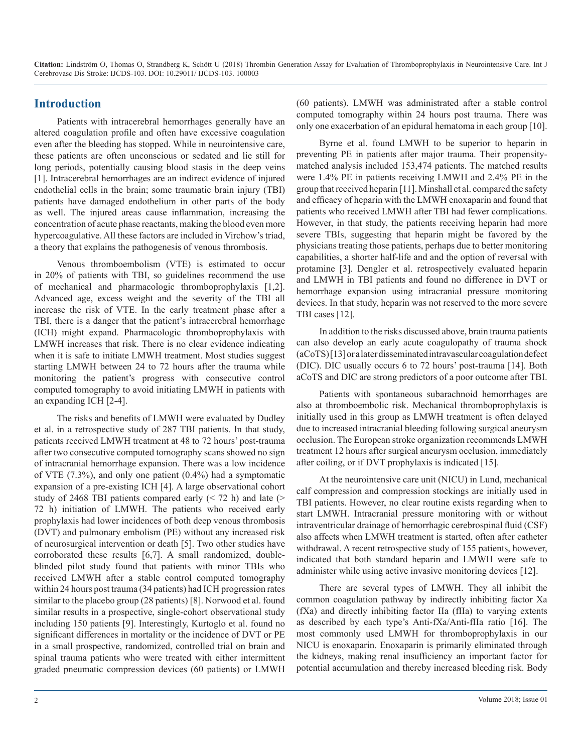## Introduction

Patients with intracerebral hemorrhages generally have an altered coagulation profile and often have excessive coagulation even after the bleeding has stopped. While in neurointensive care, these patients are often unconscious or sedated and lie still for long periods, potentially causing blood stasis in the deep veins [1]. Intracerebral hemorrhages are an indirect evidence of injured endothelial cells in the brain; some traumatic brain injury (TBI) patients have damaged endothelium in other parts of the body as well. The injured areas cause inflammation, increasing the concentration of acute phase reactants, making the blood even more hypercoagulative. All these factors are included in Virchow's triad, a theory that explains the pathogenesis of venous thrombosis.

Venous thromboembolism (VTE) is estimated to occur in 20% of patients with TBI, so guidelines recommend the use of mechanical and pharmacologic thromboprophylaxis [1,2]. Advanced age, excess weight and the severity of the TBI all increase the risk of VTE. In the early treatment phase after a TBI, there is a danger that the patient's intracerebral hemorrhage (ICH) might expand. Pharmacologic thromboprophylaxis with LMWH increases that risk. There is no clear evidence indicating when it is safe to initiate LMWH treatment. Most studies suggest starting LMWH between 24 to 72 hours after the trauma while monitoring the patient's progress with consecutive control computed tomography to avoid initiating LMWH in patients with an expanding ICH [2-4].

The risks and benefits of LMWH were evaluated by Dudley et al. in a retrospective study of 287 TBI patients. In that study, patients received LMWH treatment at 48 to 72 hours' post-trauma after two consecutive computed tomography scans showed no sign of intracranial hemorrhage expansion. There was a low incidence of VTE (7.3%), and only one patient (0.4%) had a symptomatic expansion of a pre-existing ICH [4]. A large observational cohort study of 2468 TBI patients compared early (< 72 h) and late (> 72 h) initiation of LMWH. The patients who received early prophylaxis had lower incidences of both deep venous thrombosis (DVT) and pulmonary embolism (PE) without any increased risk of neurosurgical intervention or death [5]. Two other studies have corroborated these results [6,7]. A small randomized, double-blinded pilot study found that patients with minor TBIs who received LMWH after a stable control computed tomography within 24 hours post trauma (34 patients) had ICH progression rates similar to the placebo group (28 patients) [8]. Norwood et al. found similar results in a prospective, single-cohort observational study including 150 patients [9]. Interestingly, Kurtoglo et al. found no significant differences in mortality or the incidence of DVT or PE in a small prospective, randomized, controlled trial on brain and spinal trauma patients who were treated with either intermittent graded pneumatic compression devices (60 patients) or LMWH (60 patients). LMWH was administrated after a stable control computed tomography within 24 hours post trauma. There was only one exacerbation of an epidural hematoma in each group [10].

Byrne et al. found LMWH to be superior to heparin in preventing PE in patients after major trauma. Their propensity-matched analysis included 153,474 patients. The matched results were 1.4% PE in patients receiving LMWH and 2.4% PE in the group that received heparin [11]. Minshall et al. compared the safety and efficacy of heparin with the LMWH enoxaparin and found that patients who received LMWH after TBI had fewer complications. However, in that study, the patients receiving heparin had more severe TBIs, suggesting that heparin might be favored by the physicians treating those patients, perhaps due to better monitoring capabilities, a shorter half-life and and the option of reversal with protamine [3]. Dengler et al. retrospectively evaluated heparin and LMWH in TBI patients and found no difference in DVT or hemorrhage expansion using intracranial pressure monitoring devices. In that study, heparin was not reserved to the more severe TBI cases [12].

In addition to the risks discussed above, brain trauma patients can also develop an early acute coagulopathy of trauma shock (aCoTS) [13] or a later disseminated intravascular coagulation defect (DIC). DIC usually occurs 6 to 72 hours' post-trauma [14]. Both aCoTS and DIC are strong predictors of a poor outcome after TBI.

Patients with spontaneous subarachnoid hemorrhages are also at thromboembolic risk. Mechanical thromboprophylaxis is initially used in this group as LMWH treatment is often delayed due to increased intracranial bleeding following surgical aneurysm occlusion. The European stroke organization recommends LMWH treatment 12 hours after surgical aneurysm occlusion, immediately after coiling, or if DVT prophylaxis is indicated [15].

At the neurointensive care unit (NICU) in Lund, mechanical calf compression and compression stockings are initially used in TBI patients. However, no clear routine exists regarding when to start LMWH. Intracranial pressure monitoring with or without intraventricular drainage of hemorrhagic cerebrospinal fluid (CSF) also affects when LMWH treatment is started, often after catheter withdrawal. A recent retrospective study of 155 patients, however, indicated that both standard heparin and LMWH were safe to administer while using active invasive monitoring devices [12].

There are several types of LMWH. They all inhibit the common coagulation pathway by indirectly inhibiting factor Xa (fXa) and directly inhibiting factor IIa (fIIa) to varying extents as described by each type's Anti-fXa/Anti-fIIa ratio [16]. The most commonly used LMWH for thromboprophylaxis in our NICU is enoxaparin. Enoxaparin is primarily eliminated through the kidneys, making renal insufficiency an important factor for potential accumulation and thereby increased bleeding risk. Body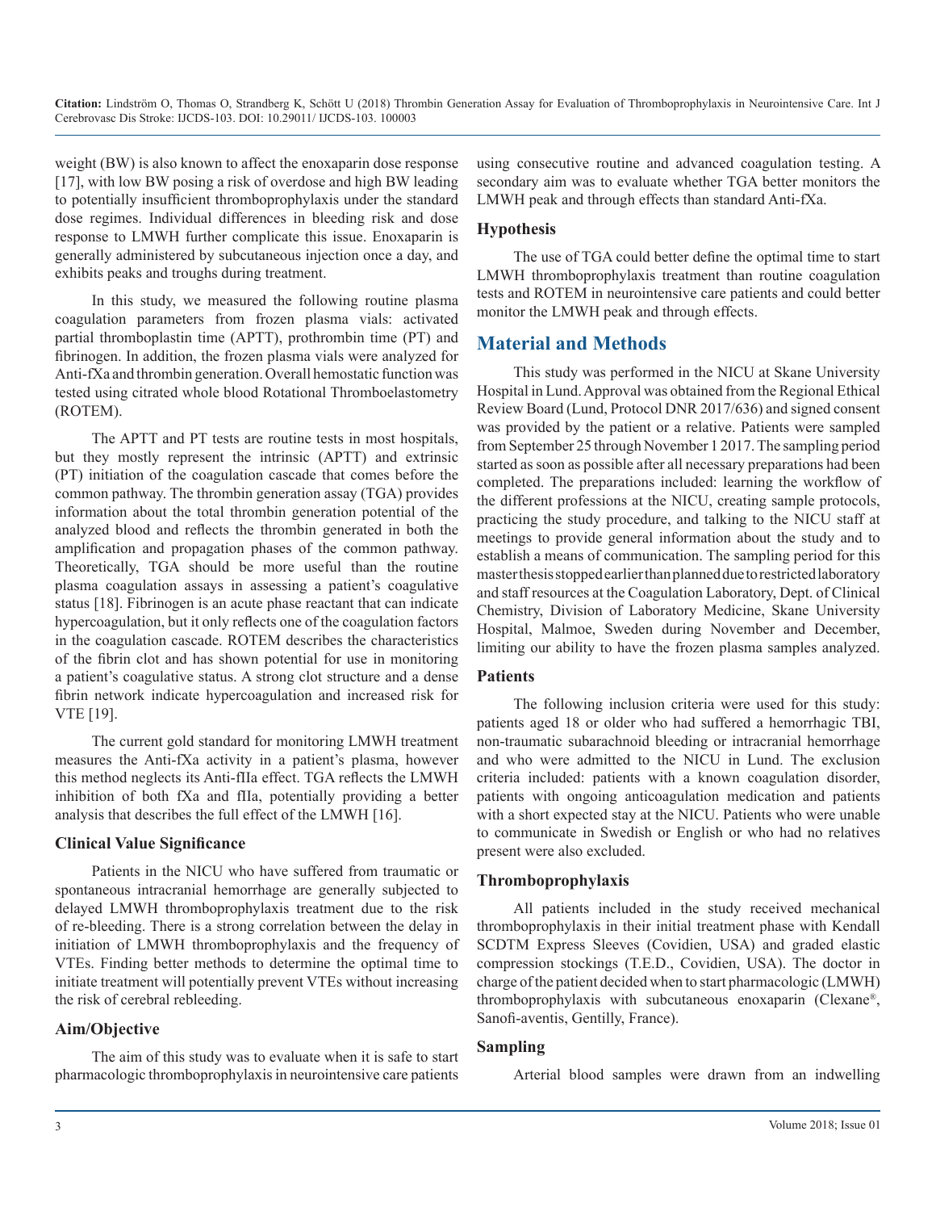weight (BW) is also known to affect the enoxaparin dose response [17], with low BW posing a risk of overdose and high BW leading to potentially insufficient thromboprophylaxis under the standard dose regimes. Individual differences in bleeding risk and dose response to LMWH further complicate this issue. Enoxaparin is generally administered by subcutaneous injection once a day, and exhibits peaks and troughs during treatment.

In this study, we measured the following routine plasma coagulation parameters from frozen plasma vials: activated partial thromboplastin time (APTT), prothrombin time (PT) and fibrinogen. In addition, the frozen plasma vials were analyzed for Anti-fXa and thrombin generation. Overall hemostatic function was tested using citrated whole blood Rotational Thromboelastometry (ROTEM).

The APTT and PT tests are routine tests in most hospitals, but they mostly represent the intrinsic (APTT) and extrinsic (PT) initiation of the coagulation cascade that comes before the common pathway. The thrombin generation assay (TGA) provides information about the total thrombin generation potential of the analyzed blood and reflects the thrombin generated in both the amplification and propagation phases of the common pathway. Theoretically, TGA should be more useful than the routine plasma coagulation assays in assessing a patient's coagulative status [18]. Fibrinogen is an acute phase reactant that can indicate hypercoagulation, but it only reflects one of the coagulation factors in the coagulation cascade. ROTEM describes the characteristics of the fibrin clot and has shown potential for use in monitoring a patient's coagulative status. A strong clot structure and a dense fibrin network indicate hypercoagulation and increased risk for VTE [19].

The current gold standard for monitoring LMWH treatment measures the Anti-fXa activity in a patient's plasma, however this method neglects its Anti-fIIa effect. TGA reflects the LMWH inhibition of both fXa and fIIa, potentially providing a better analysis that describes the full effect of the LMWH [16].

### Clinical Value Significance

Patients in the NICU who have suffered from traumatic or spontaneous intracranial hemorrhage are generally subjected to delayed LMWH thromboprophylaxis treatment due to the risk of re-bleeding. There is a strong correlation between the delay in initiation of LMWH thromboprophylaxis and the frequency of VTEs. Finding better methods to determine the optimal time to initiate treatment will potentially prevent VTEs without increasing the risk of cerebral rebleeding.

### Aim/Objective

The aim of this study was to evaluate when it is safe to start pharmacologic thromboprophylaxis in neurointensive care patients using consecutive routine and advanced coagulation testing. A secondary aim was to evaluate whether TGA better monitors the LMWH peak and through effects than standard Anti-fXa.

### Hypothesis

The use of TGA could better define the optimal time to start LMWH thromboprophylaxis treatment than routine coagulation tests and ROTEM in neurointensive care patients and could better monitor the LMWH peak and through effects.

## Material and Methods

This study was performed in the NICU at Skane University Hospital in Lund. Approval was obtained from the Regional Ethical Review Board (Lund, Protocol DNR 2017/636) and signed consent was provided by the patient or a relative. Patients were sampled from September 25 through November 1 2017. The sampling period started as soon as possible after all necessary preparations had been completed. The preparations included: learning the workflow of the different professions at the NICU, creating sample protocols, practicing the study procedure, and talking to the NICU staff at meetings to provide general information about the study and to establish a means of communication. The sampling period for this master thesis stopped earlier than planned due to restricted laboratory and staff resources at the Coagulation Laboratory, Dept. of Clinical Chemistry, Division of Laboratory Medicine, Skane University Hospital, Malmoe, Sweden during November and December, limiting our ability to have the frozen plasma samples analyzed.

### Patients

The following inclusion criteria were used for this study: patients aged 18 or older who had suffered a hemorrhagic TBI, non-traumatic subarachnoid bleeding or intracranial hemorrhage and who were admitted to the NICU in Lund. The exclusion criteria included: patients with a known coagulation disorder, patients with ongoing anticoagulation medication and patients with a short expected stay at the NICU. Patients who were unable to communicate in Swedish or English or who had no relatives present were also excluded.

### Thromboprophylaxis

All patients included in the study received mechanical thromboprophylaxis in their initial treatment phase with Kendall SCDTM Express Sleeves (Covidien, USA) and graded elastic compression stockings (T.E.D., Covidien, USA). The doctor in charge of the patient decided when to start pharmacologic (LMWH) thromboprophylaxis with subcutaneous enoxaparin (Clexane®, Sanofi-aventis, Gentilly, France).

### Sampling

Arterial blood samples were drawn from an indwelling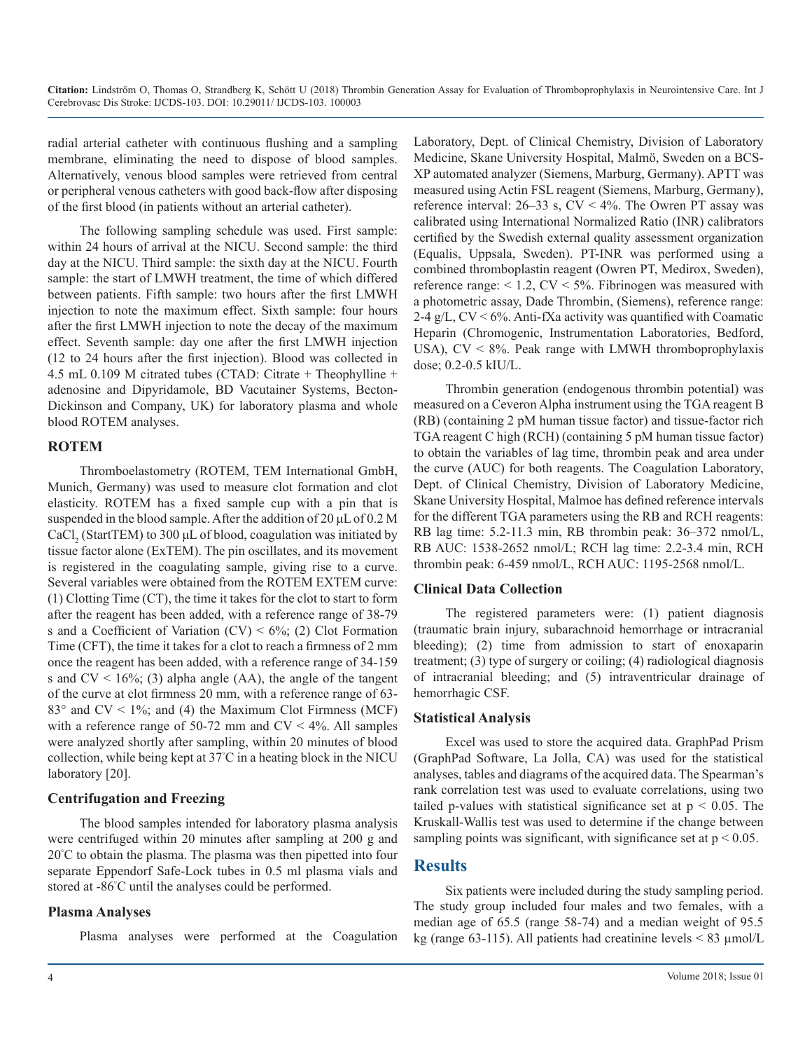radial arterial catheter with continuous flushing and a sampling membrane, eliminating the need to dispose of blood samples. Alternatively, venous blood samples were retrieved from central or peripheral venous catheters with good back-flow after disposing of the first blood (in patients without an arterial catheter).

The following sampling schedule was used. First sample: within 24 hours of arrival at the NICU. Second sample: the third day at the NICU. Third sample: the sixth day at the NICU. Fourth sample: the start of LMWH treatment, the time of which differed between patients. Fifth sample: two hours after the first LMWH injection to note the maximum effect. Sixth sample: four hours after the first LMWH injection to note the decay of the maximum effect. Seventh sample: day one after the first LMWH injection (12 to 24 hours after the first injection). Blood was collected in 4.5 mL 0.109 M citrated tubes (CTAD: Citrate + Theophylline + adenosine and Dipyridamole, BD Vacutainer Systems, Becton-Dickinson and Company, UK) for laboratory plasma and whole blood ROTEM analyses.

## ROTEM

Thromboelastometry (ROTEM, TEM International GmbH, Munich, Germany) was used to measure clot formation and clot elasticity. ROTEM has a fixed sample cup with a pin that is suspended in the blood sample. After the addition of 20 μL of 0.2 M $CaCl_2$ (StartTEM) to 300 μL of blood, coagulation was initiated by tissue factor alone (ExTEM). The pin oscillates, and its movement is registered in the coagulating sample, giving rise to a curve. Several variables were obtained from the ROTEM EXTEM curve: (1) Clotting Time (CT), the time it takes for the clot to start to form after the reagent has been added, with a reference range of 38-79 s and a Coefficient of Variation (CV) < 6%; (2) Clot Formation Time (CFT), the time it takes for a clot to reach a firmness of 2 mm once the reagent has been added, with a reference range of 34-159 s and CV < 16%; (3) alpha angle (AA), the angle of the tangent of the curve at clot firmness 20 mm, with a reference range of 63-83° and CV < 1%; and (4) the Maximum Clot Firmness (MCF) with a reference range of 50-72 mm and CV < 4%. All samples were analyzed shortly after sampling, within 20 minutes of blood collection, while being kept at 37°C in a heating block in the NICU laboratory [20].

## Centrifugation and Freezing

The blood samples intended for laboratory plasma analysis were centrifuged within 20 minutes after sampling at 200 g and 20°C to obtain the plasma. The plasma was then pipetted into four separate Eppendorf Safe-Lock tubes in 0.5 ml plasma vials and stored at -86°C until the analyses could be performed.

## Plasma Analyses

Plasma analyses were performed at the Coagulation Laboratory, Dept. of Clinical Chemistry, Division of Laboratory Medicine, Skane University Hospital, Malmö, Sweden on a BCS-XP automated analyzer (Siemens, Marburg, Germany). APTT was measured using Actin FSL reagent (Siemens, Marburg, Germany), reference interval: 26–33 s, CV < 4%. The Owren PT assay was calibrated using International Normalized Ratio (INR) calibrators certified by the Swedish external quality assessment organization (Equalis, Uppsala, Sweden). PT-INR was performed using a combined thromboplastin reagent (Owren PT, Medirox, Sweden), reference range: < 1.2, CV < 5%. Fibrinogen was measured with a photometric assay, Dade Thrombin, (Siemens), reference range: 2-4 g/L, CV < 6%. Anti-fXa activity was quantified with Coamatic Heparin (Chromogenic, Instrumentation Laboratories, Bedford, USA), CV < 8%. Peak range with LMWH thromboprophylaxis dose; 0.2-0.5 kIU/L.

Thrombin generation (endogenous thrombin potential) was measured on a Ceveron Alpha instrument using the TGA reagent B (RB) (containing 2 pM human tissue factor) and tissue-factor rich TGA reagent C high (RCH) (containing 5 pM human tissue factor) to obtain the variables of lag time, thrombin peak and area under the curve (AUC) for both reagents. The Coagulation Laboratory, Dept. of Clinical Chemistry, Division of Laboratory Medicine, Skane University Hospital, Malmoe has defined reference intervals for the different TGA parameters using the RB and RCH reagents: RB lag time: 5.2-11.3 min, RB thrombin peak: 36–372 nmol/L, RB AUC: 1538-2652 nmol/L; RCH lag time: 2.2-3.4 min, RCH thrombin peak: 6-459 nmol/L, RCH AUC: 1195-2568 nmol/L.

## Clinical Data Collection

The registered parameters were: (1) patient diagnosis (traumatic brain injury, subarachnoid hemorrhage or intracranial bleeding); (2) time from admission to start of enoxaparin treatment; (3) type of surgery or coiling; (4) radiological diagnosis of intracranial bleeding; and (5) intraventricular drainage of hemorrhagic CSF.

## Statistical Analysis

Excel was used to store the acquired data. GraphPad Prism (GraphPad Software, La Jolla, CA) was used for the statistical analyses, tables and diagrams of the acquired data. The Spearman's rank correlation test was used to evaluate correlations, using two tailed p-values with statistical significance set at $p < 0.05$. The Kruskall-Wallis test was used to determine if the change between sampling points was significant, with significance set at $p < 0.05$.

# Results

Six patients were included during the study sampling period. The study group included four males and two females, with a median age of 65.5 (range 58-74) and a median weight of 95.5 kg (range 63-115). All patients had creatinine levels < 83 μmol/L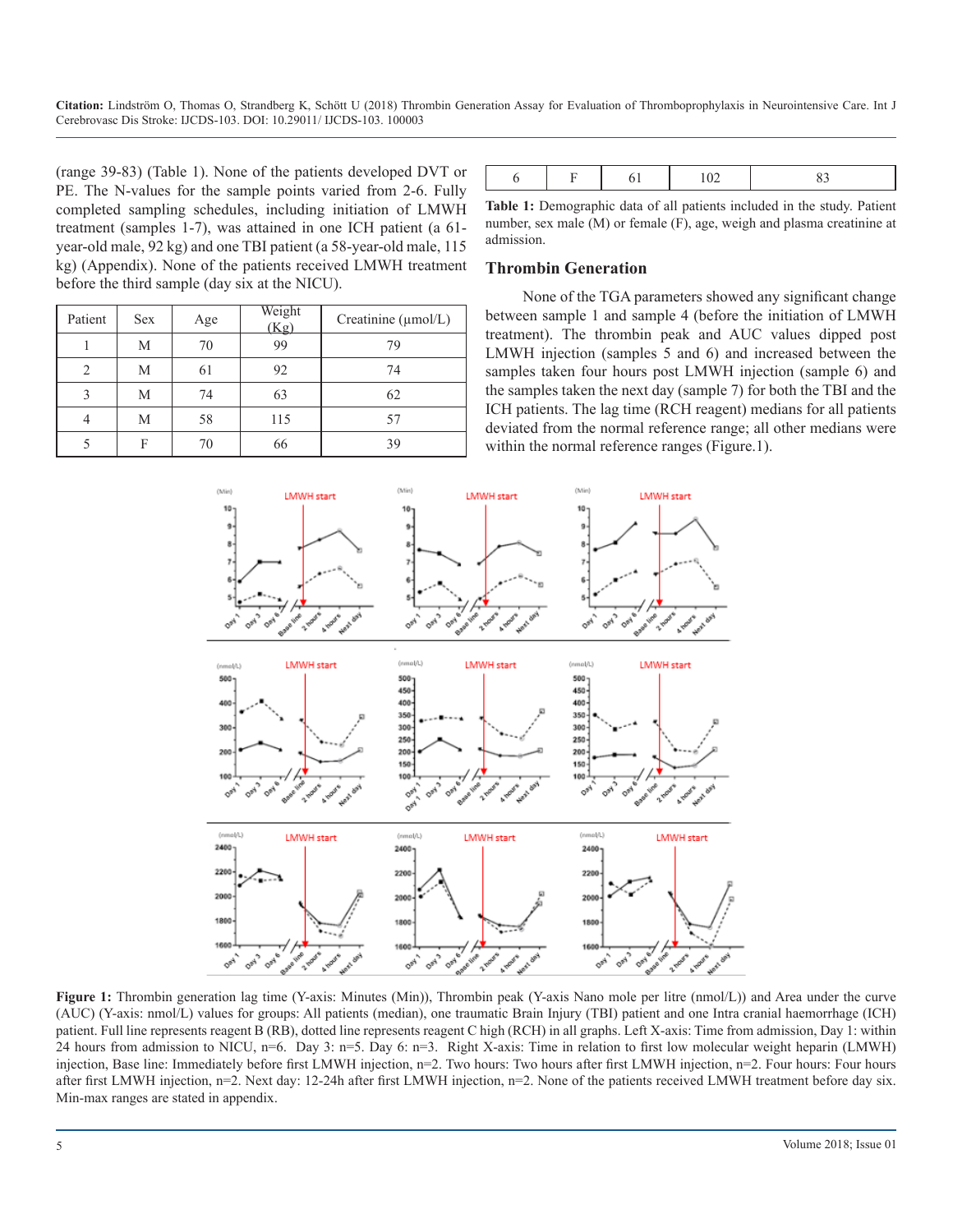(range 39-83) (Table 1). None of the patients developed DVT or PE. The N-values for the sample points varied from 2-6. Fully completed sampling schedules, including initiation of LMWH treatment (samples 1-7), was attained in one ICH patient (a 61-year-old male, 92 kg) and one TBI patient (a 58-year-old male, 115 kg) (Appendix). None of the patients received LMWH treatment before the third sample (day six at the NICU).

| Patient | Sex | Age | Weight (Kg) | Creatinine (µmol/L) |
|---|---|---|---|---|
| 1 | M | 70 | 99 | 79 |
| 2 | M | 61 | 92 | 74 |
| 3 | M | 74 | 63 | 62 |
| 4 | M | 58 | 115 | 57 |
| 5 | F | 70 | 66 | 39 |
| 6 | F | 61 | 102 | 83 |

**Table 1:** Demographic data of all patients included in the study. Patient number, sex male (M) or female (F), age, weigh and plasma creatinine at admission.

## Thrombin Generation

None of the TGA parameters showed any significant change between sample 1 and sample 4 (before the initiation of LMWH treatment). The thrombin peak and AUC values dipped post LMWH injection (samples 5 and 6) and increased between the samples taken four hours post LMWH injection (sample 6) and the samples taken the next day (sample 7) for both the TBI and the ICH patients. The lag time (RCH reagent) medians for all patients deviated from the normal reference range; all other medians were within the normal reference ranges (Figure.1).

**Figure 1:** Thrombin generation lag time (Y-axis: Minutes (Min)), Thrombin peak (Y-axis Nano mole per litre (nmol/L)) and Area under the curve (AUC) (Y-axis: nmol/L) values for groups: All patients (median), one traumatic Brain Injury (TBI) patient and one Intra cranial haemorrhage (ICH) patient. Full line represents reagent B (RB), dotted line represents reagent C high (RCH) in all graphs. Left X-axis: Time from admission, Day 1: within 24 hours from admission to NICU, n=6. Day 3: n=5. Day 6: n=3. Right X-axis: Time in relation to first low molecular weight heparin (LMWH) injection, Base line: Immediately before first LMWH injection, n=2. Two hours: Two hours after first LMWH injection, n=2. Four hours: Four hours after first LMWH injection, n=2. Next day: 12-24h after first LMWH injection, n=2. None of the patients received LMWH treatment before day six. Min-max ranges are stated in appendix.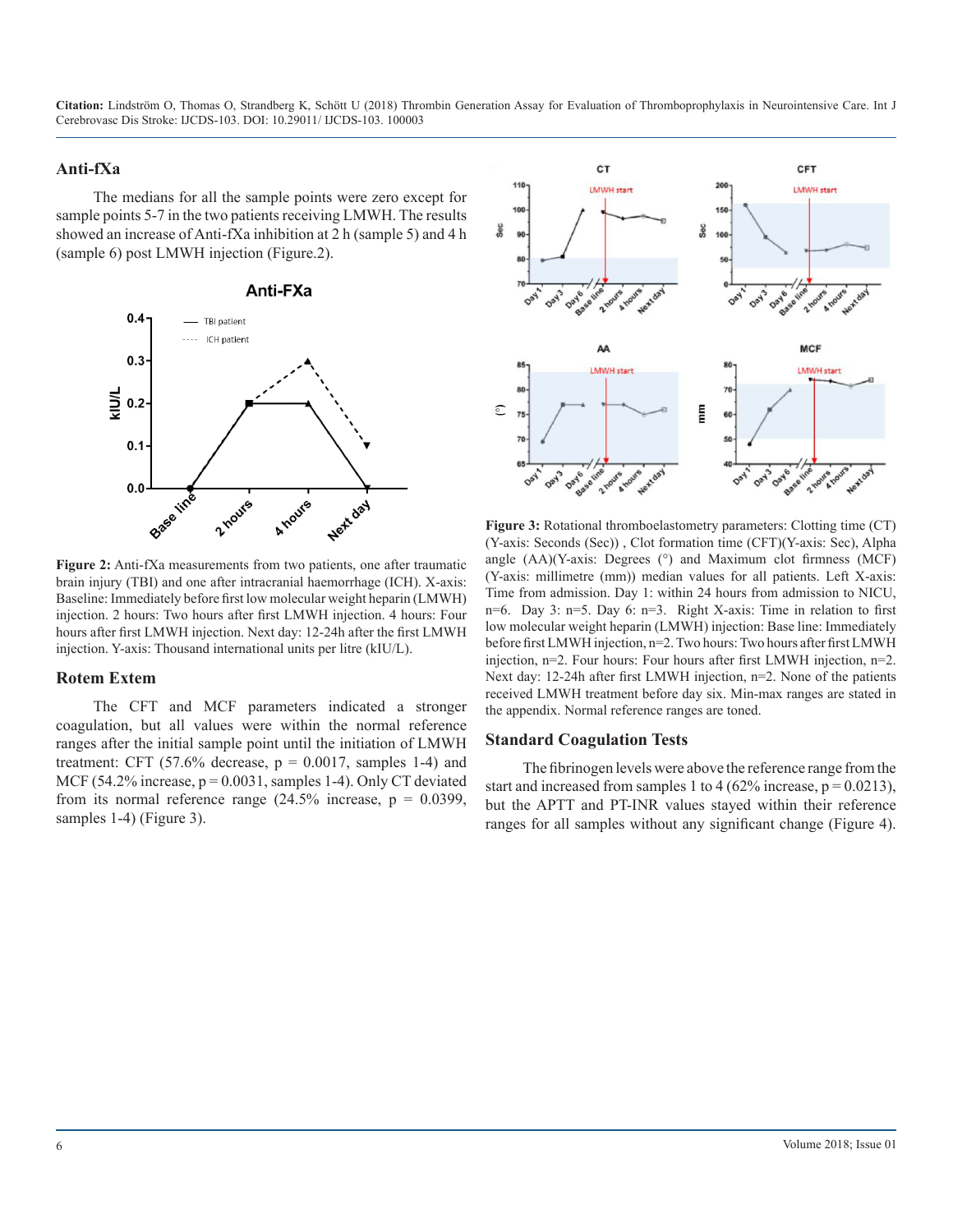## Anti-fXa

The medians for all the sample points were zero except for sample points 5-7 in the two patients receiving LMWH. The results showed an increase of Anti-fXa inhibition at 2 h (sample 5) and 4 h (sample 6) post LMWH injection (Figure.2).

**Figure 2:** Anti-fXa measurements from two patients, one after traumatic brain injury (TBI) and one after intracranial haemorrhage (ICH). X-axis: Baseline: Immediately before first low molecular weight heparin (LMWH) injection. 2 hours: Two hours after first LMWH injection. 4 hours: Four hours after first LMWH injection. Next day: 12-24h after the first LMWH injection. Y-axis: Thousand international units per litre (kIU/L).

## Rotem Extem

The CFT and MCF parameters indicated a stronger coagulation, but all values were within the normal reference ranges after the initial sample point until the initiation of LMWH treatment: CFT (57.6% decrease, p = 0.0017, samples 1-4) and MCF (54.2% increase, p = 0.0031, samples 1-4). Only CT deviated from its normal reference range (24.5% increase, p = 0.0399, samples 1-4) (Figure 3).

**Figure 3:** Rotational thromboelastometry parameters: Clotting time (CT) (Y-axis: Seconds (Sec)) , Clot formation time (CFT)(Y-axis: Sec), Alpha angle (AA)(Y-axis: Degrees (°) and Maximum clot firmness (MCF) (Y-axis: millimetre (mm)) median values for all patients. Left X-axis: Time from admission. Day 1: within 24 hours from admission to NICU, n=6. Day 3: n=5. Day 6: n=3. Right X-axis: Time in relation to first low molecular weight heparin (LMWH) injection: Base line: Immediately before first LMWH injection, n=2. Two hours: Two hours after first LMWH injection, n=2. Four hours: Four hours after first LMWH injection, n=2. Next day: 12-24h after first LMWH injection, n=2. None of the patients received LMWH treatment before day six. Min-max ranges are stated in the appendix. Normal reference ranges are toned.

## Standard Coagulation Tests

The fibrinogen levels were above the reference range from the start and increased from samples 1 to 4 (62% increase, p = 0.0213), but the APTT and PT-INR values stayed within their reference ranges for all samples without any significant change (Figure 4).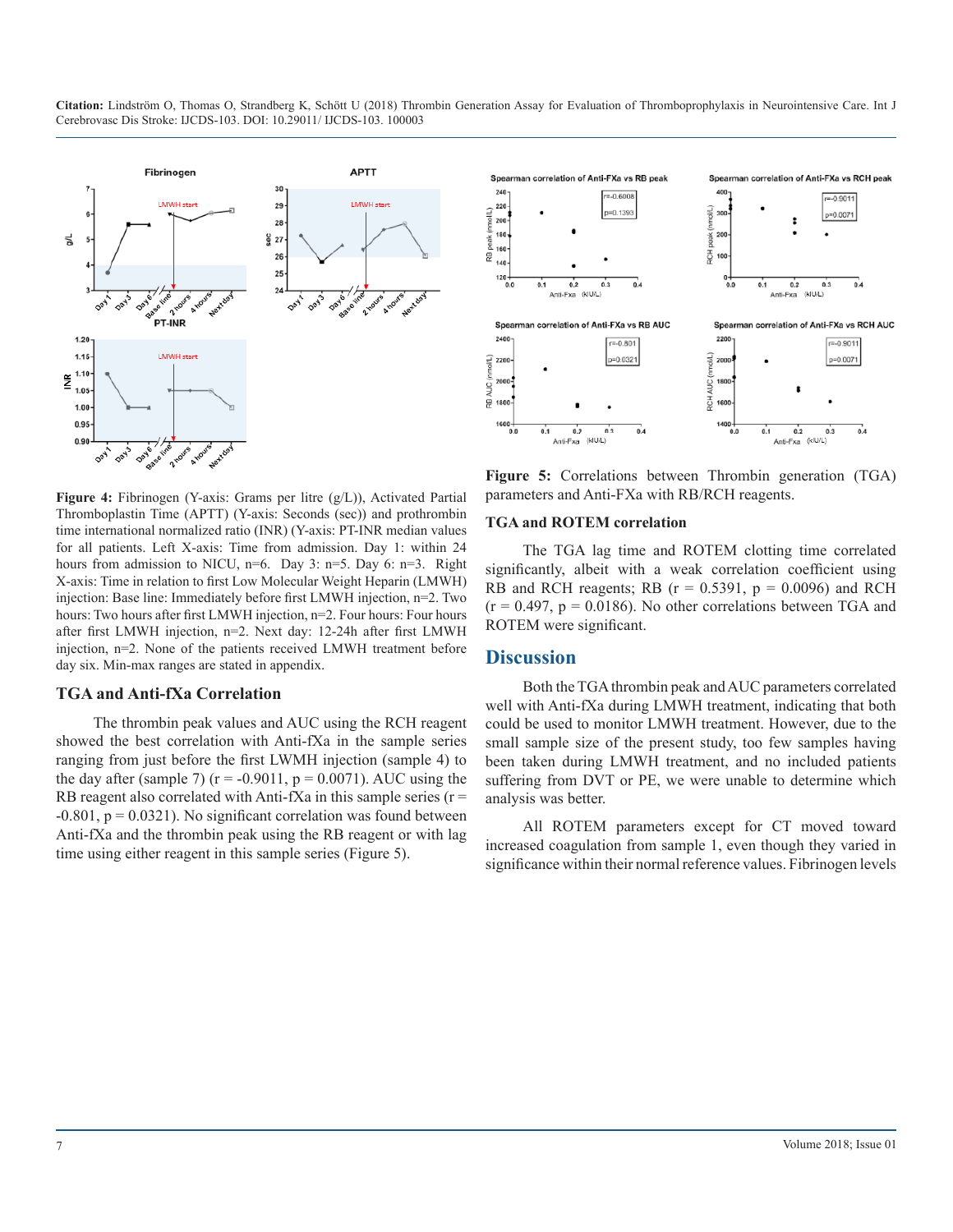**Figure 4:** Fibrinogen (Y-axis: Grams per litre (g/L)), Activated Partial Thromboplastin Time (APTT) (Y-axis: Seconds (sec)) and prothrombin time international normalized ratio (INR) (Y-axis: PT-INR median values for all patients. Left X-axis: Time from admission. Day 1: within 24 hours from admission to NICU, n=6. Day 3: n=5. Day 6: n=3. Right X-axis: Time in relation to first Low Molecular Weight Heparin (LMWH) injection: Base line: Immediately before first LMWH injection, n=2. Two hours: Two hours after first LMWH injection, n=2. Four hours: Four hours after first LMWH injection, n=2. Next day: 12-24h after first LMWH injection, n=2. None of the patients received LMWH treatment before day six. Min-max ranges are stated in appendix.

## TGA and Anti-fXa Correlation

The thrombin peak values and AUC using the RCH reagent showed the best correlation with Anti-fXa in the sample series ranging from just before the first LWMH injection (sample 4) to the day after (sample 7) ($r = -0.9011$, $p = 0.0071$). AUC using the RB reagent also correlated with Anti-fXa in this sample series ($r = -0.801$, $p = 0.0321$). No significant correlation was found between Anti-fXa and the thrombin peak using the RB reagent or with lag time using either reagent in this sample series (Figure 5).

**Figure 5:** Correlations between Thrombin generation (TGA) parameters and Anti-FXa with RB/RCH reagents.

## TGA and ROTEM correlation

The TGA lag time and ROTEM clotting time correlated significantly, albeit with a weak correlation coefficient using RB and RCH reagents; RB ($r = 0.5391$, $p = 0.0096$) and RCH ($r = 0.497$, $p = 0.0186$). No other correlations between TGA and ROTEM were significant.

# Discussion

Both the TGA thrombin peak and AUC parameters correlated well with Anti-fXa during LMWH treatment, indicating that both could be used to monitor LMWH treatment. However, due to the small sample size of the present study, too few samples having been taken during LMWH treatment, and no included patients suffering from DVT or PE, we were unable to determine which analysis was better.

All ROTEM parameters except for CT moved toward increased coagulation from sample 1, even though they varied in significance within their normal reference values. Fibrinogen levels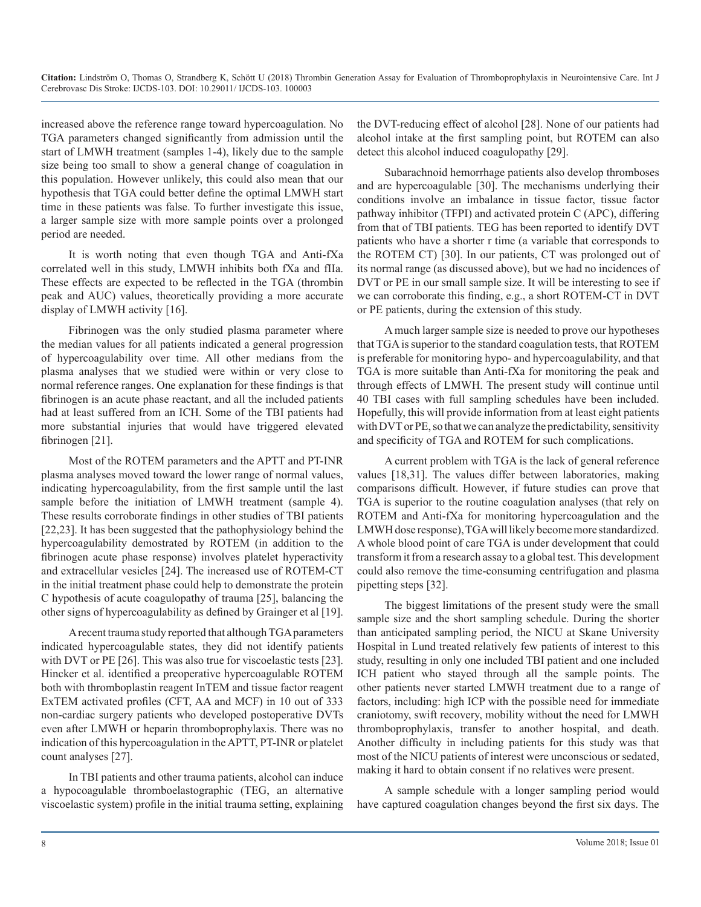increased above the reference range toward hypercoagulation. No TGA parameters changed significantly from admission until the start of LMWH treatment (samples 1-4), likely due to the sample size being too small to show a general change of coagulation in this population. However unlikely, this could also mean that our hypothesis that TGA could better define the optimal LMWH start time in these patients was false. To further investigate this issue, a larger sample size with more sample points over a prolonged period are needed.

It is worth noting that even though TGA and Anti-fXa correlated well in this study, LMWH inhibits both fXa and fIIa. These effects are expected to be reflected in the TGA (thrombin peak and AUC) values, theoretically providing a more accurate display of LMWH activity [16].

Fibrinogen was the only studied plasma parameter where the median values for all patients indicated a general progression of hypercoagulability over time. All other medians from the plasma analyses that we studied were within or very close to normal reference ranges. One explanation for these findings is that fibrinogen is an acute phase reactant, and all the included patients had at least suffered from an ICH. Some of the TBI patients had more substantial injuries that would have triggered elevated fibrinogen [21].

Most of the ROTEM parameters and the APTT and PT-INR plasma analyses moved toward the lower range of normal values, indicating hypercoagulability, from the first sample until the last sample before the initiation of LMWH treatment (sample 4). These results corroborate findings in other studies of TBI patients [22,23]. It has been suggested that the pathophysiology behind the hypercoagulability demostrated by ROTEM (in addition to the fibrinogen acute phase response) involves platelet hyperactivity and extracellular vesicles [24]. The increased use of ROTEM-CT in the initial treatment phase could help to demonstrate the protein C hypothesis of acute coagulopathy of trauma [25], balancing the other signs of hypercoagulability as defined by Grainger et al [19].

A recent trauma study reported that although TGA parameters indicated hypercoagulable states, they did not identify patients with DVT or PE [26]. This was also true for viscoelastic tests [23]. Hincker et al. identified a preoperative hypercoagulable ROTEM both with thromboplastin reagent InTEM and tissue factor reagent ExTEM activated profiles (CFT, AA and MCF) in 10 out of 333 non-cardiac surgery patients who developed postoperative DVTs even after LMWH or heparin thromboprophylaxis. There was no indication of this hypercoagulation in the APTT, PT-INR or platelet count analyses [27].

In TBI patients and other trauma patients, alcohol can induce a hypocoagulable thromboelastographic (TEG, an alternative viscoelastic system) profile in the initial trauma setting, explaining the DVT-reducing effect of alcohol [28]. None of our patients had alcohol intake at the first sampling point, but ROTEM can also detect this alcohol induced coagulopathy [29].

Subarachnoid hemorrhage patients also develop thromboses and are hypercoagulable [30]. The mechanisms underlying their conditions involve an imbalance in tissue factor, tissue factor pathway inhibitor (TFPI) and activated protein C (APC), differing from that of TBI patients. TEG has been reported to identify DVT patients who have a shorter r time (a variable that corresponds to the ROTEM CT) [30]. In our patients, CT was prolonged out of its normal range (as discussed above), but we had no incidences of DVT or PE in our small sample size. It will be interesting to see if we can corroborate this finding, e.g., a short ROTEM-CT in DVT or PE patients, during the extension of this study.

A much larger sample size is needed to prove our hypotheses that TGA is superior to the standard coagulation tests, that ROTEM is preferable for monitoring hypo- and hypercoagulability, and that TGA is more suitable than Anti-fXa for monitoring the peak and through effects of LMWH. The present study will continue until 40 TBI cases with full sampling schedules have been included. Hopefully, this will provide information from at least eight patients with DVT or PE, so that we can analyze the predictability, sensitivity and specificity of TGA and ROTEM for such complications.

A current problem with TGA is the lack of general reference values [18,31]. The values differ between laboratories, making comparisons difficult. However, if future studies can prove that TGA is superior to the routine coagulation analyses (that rely on ROTEM and Anti-fXa for monitoring hypercoagulation and the LMWH dose response), TGA will likely become more standardized. A whole blood point of care TGA is under development that could transform it from a research assay to a global test. This development could also remove the time-consuming centrifugation and plasma pipetting steps [32].

The biggest limitations of the present study were the small sample size and the short sampling schedule. During the shorter than anticipated sampling period, the NICU at Skane University Hospital in Lund treated relatively few patients of interest to this study, resulting in only one included TBI patient and one included ICH patient who stayed through all the sample points. The other patients never started LMWH treatment due to a range of factors, including: high ICP with the possible need for immediate craniotomy, swift recovery, mobility without the need for LMWH thromboprophylaxis, transfer to another hospital, and death. Another difficulty in including patients for this study was that most of the NICU patients of interest were unconscious or sedated, making it hard to obtain consent if no relatives were present.

A sample schedule with a longer sampling period would have captured coagulation changes beyond the first six days. The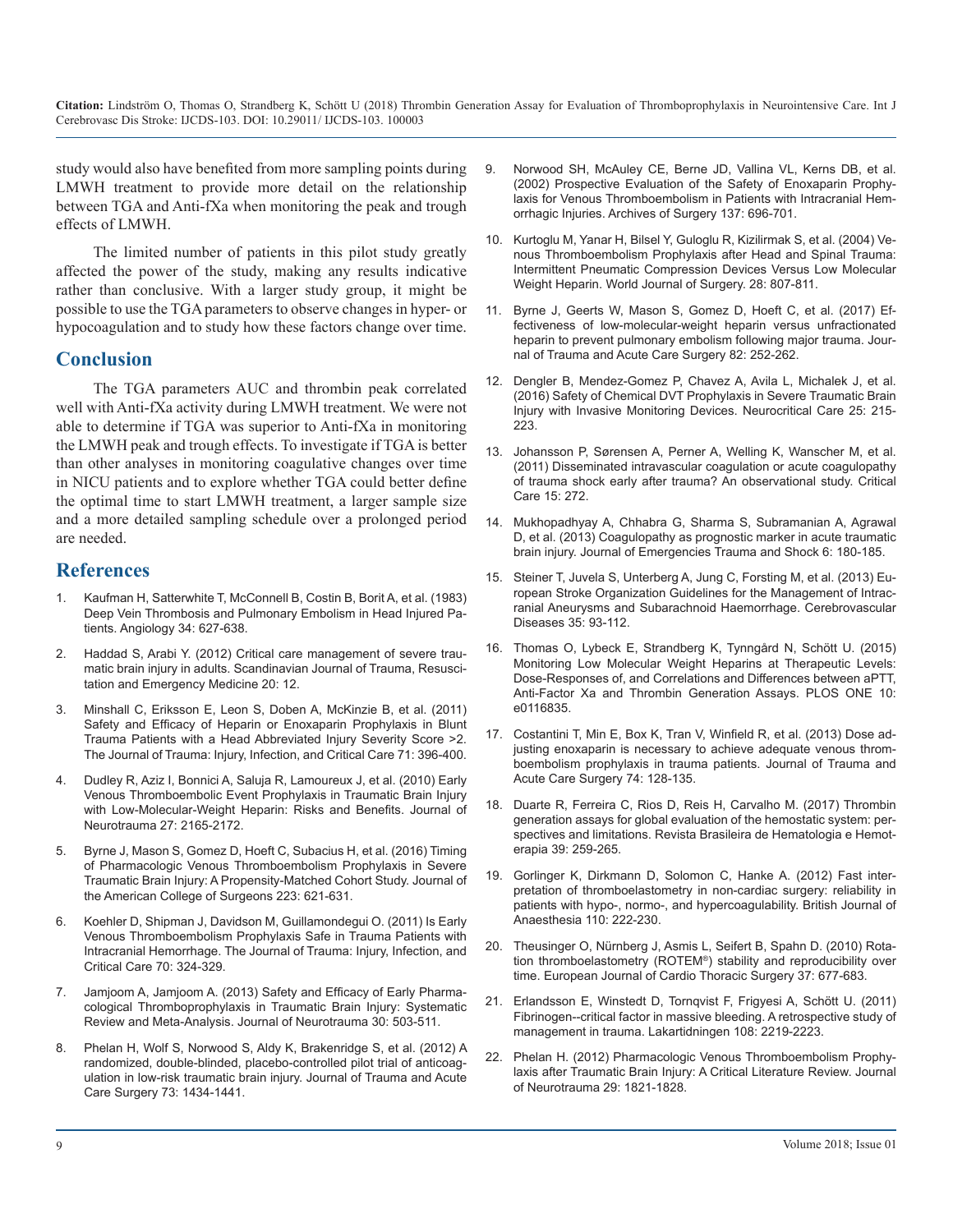study would also have benefited from more sampling points during LMWH treatment to provide more detail on the relationship between TGA and Anti-fXa when monitoring the peak and trough effects of LMWH.

The limited number of patients in this pilot study greatly affected the power of the study, making any results indicative rather than conclusive. With a larger study group, it might be possible to use the TGA parameters to observe changes in hyper- or hypocoagulation and to study how these factors change over time.

## Conclusion

The TGA parameters AUC and thrombin peak correlated well with Anti-fXa activity during LMWH treatment. We were not able to determine if TGA was superior to Anti-fXa in monitoring the LMWH peak and trough effects. To investigate if TGA is better than other analyses in monitoring coagulative changes over time in NICU patients and to explore whether TGA could better define the optimal time to start LMWH treatment, a larger sample size and a more detailed sampling schedule over a prolonged period are needed.

## References

1. Kaufman H, Satterwhite T, McConnell B, Costin B, Borit A, et al. (1983) Deep Vein Thrombosis and Pulmonary Embolism in Head Injured Patients. Angiology 34: 627-638.
2. Haddad S, Arabi Y. (2012) Critical care management of severe traumatic brain injury in adults. Scandinavian Journal of Trauma, Resuscitation and Emergency Medicine 20: 12.
3. Minshall C, Eriksson E, Leon S, Doben A, McKinzie B, et al. (2011) Safety and Efficacy of Heparin or Enoxaparin Prophylaxis in Blunt Trauma Patients with a Head Abbreviated Injury Severity Score >2. The Journal of Trauma: Injury, Infection, and Critical Care 71: 396-400.
4. Dudley R, Aziz I, Bonnici A, Saluja R, Lamoureux J, et al. (2010) Early Venous Thromboembolic Event Prophylaxis in Traumatic Brain Injury with Low-Molecular-Weight Heparin: Risks and Benefits. Journal of Neurotrauma 27: 2165-2172.
5. Byrne J, Mason S, Gomez D, Hoeft C, Subacius H, et al. (2016) Timing of Pharmacologic Venous Thromboembolism Prophylaxis in Severe Traumatic Brain Injury: A Propensity-Matched Cohort Study. Journal of the American College of Surgeons 223: 621-631.
6. Koehler D, Shipman J, Davidson M, Guillamondegui O. (2011) Is Early Venous Thromboembolism Prophylaxis Safe in Trauma Patients with Intracranial Hemorrhage. The Journal of Trauma: Injury, Infection, and Critical Care 70: 324-329.
7. Jamjoom A, Jamjoom A. (2013) Safety and Efficacy of Early Pharmacological Thromboprophylaxis in Traumatic Brain Injury: Systematic Review and Meta-Analysis. Journal of Neurotrauma 30: 503-511.
8. Phelan H, Wolf S, Norwood S, Aldy K, Brakenridge S, et al. (2012) A randomized, double-blinded, placebo-controlled pilot trial of anticoagulation in low-risk traumatic brain injury. Journal of Trauma and Acute Care Surgery 73: 1434-1441.
9. Norwood SH, McAuley CE, Berne JD, Vallina VL, Kerns DB, et al. (2002) Prospective Evaluation of the Safety of Enoxaparin Prophylaxis for Venous Thromboembolism in Patients with Intracranial Hemorrhagic Injuries. Archives of Surgery 137: 696-701.
10. Kurtoglu M, Yanar H, Bilsel Y, Guloglu R, Kizilirmak S, et al. (2004) Venous Thromboembolism Prophylaxis after Head and Spinal Trauma: Intermittent Pneumatic Compression Devices Versus Low Molecular Weight Heparin. World Journal of Surgery. 28: 807-811.
11. Byrne J, Geerts W, Mason S, Gomez D, Hoeft C, et al. (2017) Effectiveness of low-molecular-weight heparin versus unfractionated heparin to prevent pulmonary embolism following major trauma. Journal of Trauma and Acute Care Surgery 82: 252-262.
12. Dengler B, Mendez-Gomez P, Chavez A, Avila L, Michalek J, et al. (2016) Safety of Chemical DVT Prophylaxis in Severe Traumatic Brain Injury with Invasive Monitoring Devices. Neurocritical Care 25: 215-223.
13. Johansson P, Sørensen A, Perner A, Welling K, Wanscher M, et al. (2011) Disseminated intravascular coagulation or acute coagulopathy of trauma shock early after trauma? An observational study. Critical Care 15: 272.
14. Mukhopadhyay A, Chhabra G, Sharma S, Subramanian A, Agrawal D, et al. (2013) Coagulopathy as prognostic marker in acute traumatic brain injury. Journal of Emergencies Trauma and Shock 6: 180-185.
15. Steiner T, Juvela S, Unterberg A, Jung C, Forsting M, et al. (2013) European Stroke Organization Guidelines for the Management of Intracranial Aneurysms and Subarachnoid Haemorrhage. Cerebrovascular Diseases 35: 93-112.
16. Thomas O, Lybeck E, Strandberg K, Tynngård N, Schött U. (2015) Monitoring Low Molecular Weight Heparins at Therapeutic Levels: Dose-Responses of, and Correlations and Differences between aPTT, Anti-Factor Xa and Thrombin Generation Assays. PLOS ONE 10: e0116835.
17. Costantini T, Min E, Box K, Tran V, Winfield R, et al. (2013) Dose adjusting enoxaparin is necessary to achieve adequate venous thromboembolism prophylaxis in trauma patients. Journal of Trauma and Acute Care Surgery 74: 128-135.
18. Duarte R, Ferreira C, Rios D, Reis H, Carvalho M. (2017) Thrombin generation assays for global evaluation of the hemostatic system: perspectives and limitations. Revista Brasileira de Hematologia e Hemoterapia 39: 259-265.
19. Gorlinger K, Dirkmann D, Solomon C, Hanke A. (2012) Fast interpretation of thromboelastometry in non-cardiac surgery: reliability in patients with hypo-, normo-, and hypercoagulability. British Journal of Anaesthesia 110: 222-230.
20. Theusinger O, Nürnberg J, Asmis L, Seifert B, Spahn D. (2010) Rotation thromboelastometry (ROTEM®) stability and reproducibility over time. European Journal of Cardio Thoracic Surgery 37: 677-683.
21. Erlandsson E, Winstedt D, Tornqvist F, Frigyesi A, Schött U. (2011) Fibrinogen--critical factor in massive bleeding. A retrospective study of management in trauma. Lakartidningen 108: 2219-2223.
22. Phelan H. (2012) Pharmacologic Venous Thromboembolism Prophylaxis after Traumatic Brain Injury: A Critical Literature Review. Journal of Neurotrauma 29: 1821-1828.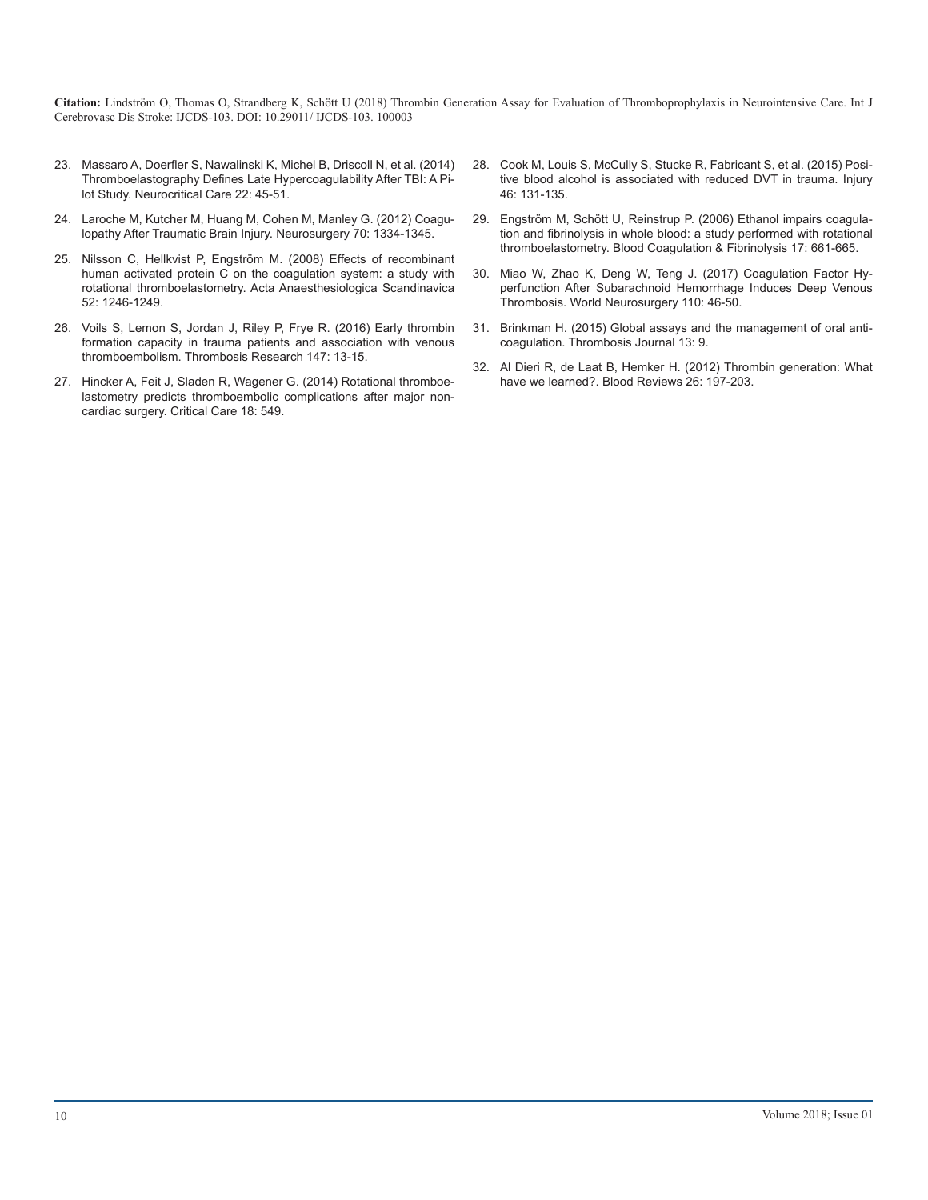23. Massaro A, Doerfler S, Nawalinski K, Michel B, Driscoll N, et al. (2014) Thromboelastography Defines Late Hypercoagulability After TBI: A Pilot Study. Neurocritical Care 22: 45-51.

24. Laroche M, Kutcher M, Huang M, Cohen M, Manley G. (2012) Coagulopathy After Traumatic Brain Injury. Neurosurgery 70: 1334-1345.

25. Nilsson C, Hellkvist P, Engström M. (2008) Effects of recombinant human activated protein C on the coagulation system: a study with rotational thromboelastometry. Acta Anaesthesiologica Scandinavica 52: 1246-1249.

26. Voils S, Lemon S, Jordan J, Riley P, Frye R. (2016) Early thrombin formation capacity in trauma patients and association with venous thromboembolism. Thrombosis Research 147: 13-15.

27. Hincker A, Feit J, Sladen R, Wagener G. (2014) Rotational thromboelastometry predicts thromboembolic complications after major noncardiac surgery. Critical Care 18: 549.

28. Cook M, Louis S, McCully S, Stucke R, Fabricant S, et al. (2015) Positive blood alcohol is associated with reduced DVT in trauma. Injury 46: 131-135.

29. Engström M, Schött U, Reinstrup P. (2006) Ethanol impairs coagulation and fibrinolysis in whole blood: a study performed with rotational thromboelastometry. Blood Coagulation & Fibrinolysis 17: 661-665.

30. Miao W, Zhao K, Deng W, Teng J. (2017) Coagulation Factor Hyperfunction After Subarachnoid Hemorrhage Induces Deep Venous Thrombosis. World Neurosurgery 110: 46-50.

31. Brinkman H. (2015) Global assays and the management of oral anticoagulation. Thrombosis Journal 13: 9.

32. Al Dieri R, de Laat B, Hemker H. (2012) Thrombin generation: What have we learned?. Blood Reviews 26: 197-203.